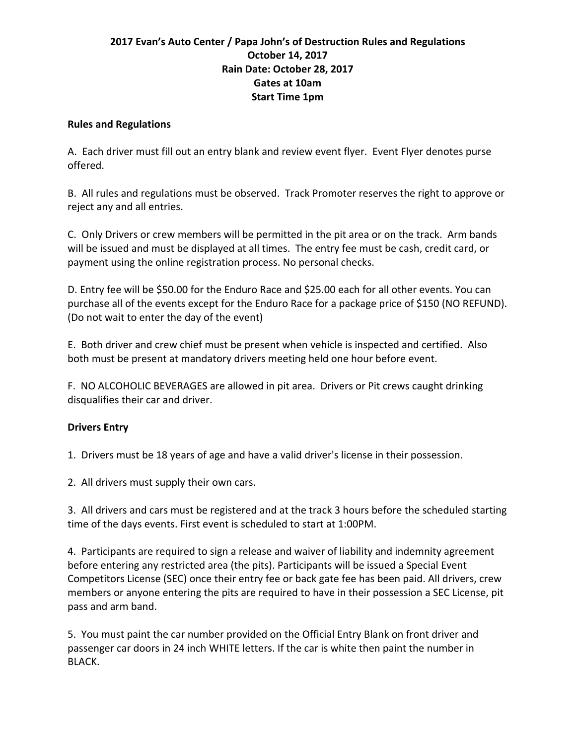# 2017 Evan's Auto Center / Papa John's of Destruction Rules and Regulations
**October 14, 2017**
**Rain Date: October 28, 2017**
**Gates at 10am**
**Start Time 1pm**

## Rules and Regulations

A. Each driver must fill out an entry blank and review event flyer. Event Flyer denotes purse offered.

B. All rules and regulations must be observed. Track Promoter reserves the right to approve or reject any and all entries.

C. Only Drivers or crew members will be permitted in the pit area or on the track. Arm bands will be issued and must be displayed at all times. The entry fee must be cash, credit card, or payment using the online registration process. No personal checks.

D. Entry fee will be $50.00 for the Enduro Race and $25.00 each for all other events. You can purchase all of the events except for the Enduro Race for a package price of $150 (NO REFUND). (Do not wait to enter the day of the event)

E. Both driver and crew chief must be present when vehicle is inspected and certified. Also both must be present at mandatory drivers meeting held one hour before event.

F. NO ALCOHOLIC BEVERAGES are allowed in pit area. Drivers or Pit crews caught drinking disqualifies their car and driver.

## Drivers Entry

1. Drivers must be 18 years of age and have a valid driver's license in their possession.

2. All drivers must supply their own cars.

3. All drivers and cars must be registered and at the track 3 hours before the scheduled starting time of the days events. First event is scheduled to start at 1:00PM.

4. Participants are required to sign a release and waiver of liability and indemnity agreement before entering any restricted area (the pits). Participants will be issued a Special Event Competitors License (SEC) once their entry fee or back gate fee has been paid. All drivers, crew members or anyone entering the pits are required to have in their possession a SEC License, pit pass and arm band.

5. You must paint the car number provided on the Official Entry Blank on front driver and passenger car doors in 24 inch WHITE letters. If the car is white then paint the number in BLACK.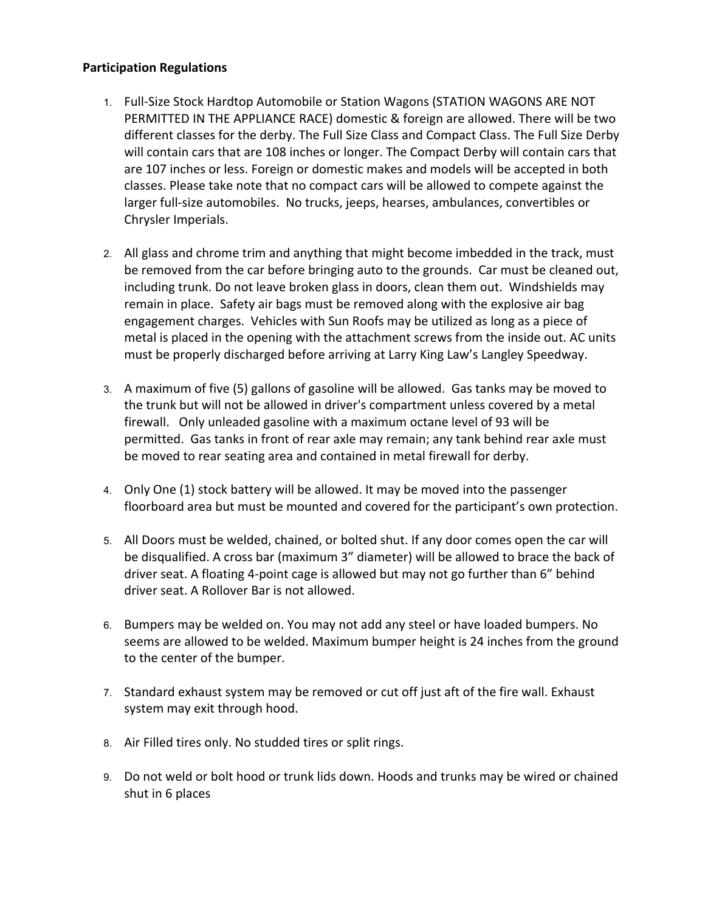**Participation Regulations**

1. Full-Size Stock Hardtop Automobile or Station Wagons (STATION WAGONS ARE NOT PERMITTED IN THE APPLIANCE RACE) domestic & foreign are allowed. There will be two different classes for the derby. The Full Size Class and Compact Class. The Full Size Derby will contain cars that are 108 inches or longer. The Compact Derby will contain cars that are 107 inches or less. Foreign or domestic makes and models will be accepted in both classes. Please take note that no compact cars will be allowed to compete against the larger full-size automobiles. No trucks, jeeps, hearses, ambulances, convertibles or Chrysler Imperials.

2. All glass and chrome trim and anything that might become imbedded in the track, must be removed from the car before bringing auto to the grounds. Car must be cleaned out, including trunk. Do not leave broken glass in doors, clean them out. Windshields may remain in place. Safety air bags must be removed along with the explosive air bag engagement charges. Vehicles with Sun Roofs may be utilized as long as a piece of metal is placed in the opening with the attachment screws from the inside out. AC units must be properly discharged before arriving at Larry King Law's Langley Speedway.

3. A maximum of five (5) gallons of gasoline will be allowed. Gas tanks may be moved to the trunk but will not be allowed in driver's compartment unless covered by a metal firewall. Only unleaded gasoline with a maximum octane level of 93 will be permitted. Gas tanks in front of rear axle may remain; any tank behind rear axle must be moved to rear seating area and contained in metal firewall for derby.

4. Only One (1) stock battery will be allowed. It may be moved into the passenger floorboard area but must be mounted and covered for the participant's own protection.

5. All Doors must be welded, chained, or bolted shut. If any door comes open the car will be disqualified. A cross bar (maximum 3" diameter) will be allowed to brace the back of driver seat. A floating 4-point cage is allowed but may not go further than 6" behind driver seat. A Rollover Bar is not allowed.

6. Bumpers may be welded on. You may not add any steel or have loaded bumpers. No seems are allowed to be welded. Maximum bumper height is 24 inches from the ground to the center of the bumper.

7. Standard exhaust system may be removed or cut off just aft of the fire wall. Exhaust system may exit through hood.

8. Air Filled tires only. No studded tires or split rings.

9. Do not weld or bolt hood or trunk lids down. Hoods and trunks may be wired or chained shut in 6 places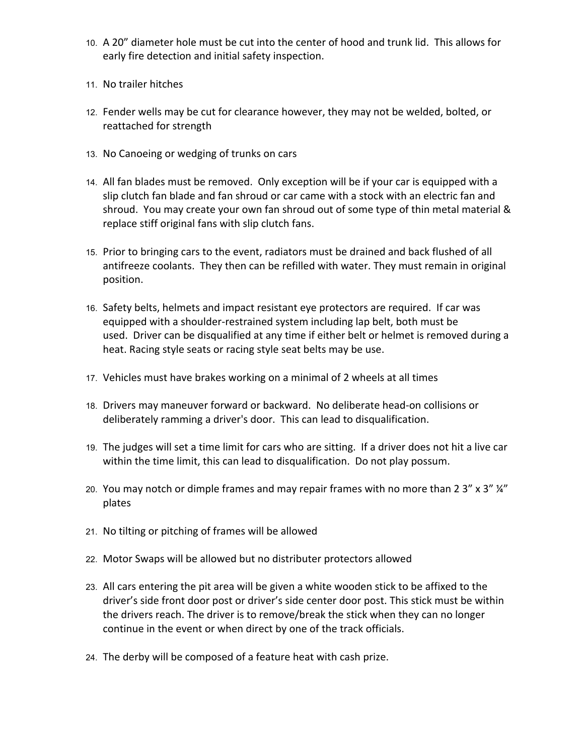10. A 20" diameter hole must be cut into the center of hood and trunk lid. This allows for early fire detection and initial safety inspection.

11. No trailer hitches

12. Fender wells may be cut for clearance however, they may not be welded, bolted, or reattached for strength

13. No Canoeing or wedging of trunks on cars

14. All fan blades must be removed. Only exception will be if your car is equipped with a slip clutch fan blade and fan shroud or car came with a stock with an electric fan and shroud. You may create your own fan shroud out of some type of thin metal material & replace stiff original fans with slip clutch fans.

15. Prior to bringing cars to the event, radiators must be drained and back flushed of all antifreeze coolants. They then can be refilled with water. They must remain in original position.

16. Safety belts, helmets and impact resistant eye protectors are required. If car was equipped with a shoulder-restrained system including lap belt, both must be used. Driver can be disqualified at any time if either belt or helmet is removed during a heat. Racing style seats or racing style seat belts may be use.

17. Vehicles must have brakes working on a minimal of 2 wheels at all times

18. Drivers may maneuver forward or backward. No deliberate head-on collisions or deliberately ramming a driver's door. This can lead to disqualification.

19. The judges will set a time limit for cars who are sitting. If a driver does not hit a live car within the time limit, this can lead to disqualification. Do not play possum.

20. You may notch or dimple frames and may repair frames with no more than 2 3" x 3" ¼" plates

21. No tilting or pitching of frames will be allowed

22. Motor Swaps will be allowed but no distributer protectors allowed

23. All cars entering the pit area will be given a white wooden stick to be affixed to the driver's side front door post or driver's side center door post. This stick must be within the drivers reach. The driver is to remove/break the stick when they can no longer continue in the event or when direct by one of the track officials.

24. The derby will be composed of a feature heat with cash prize.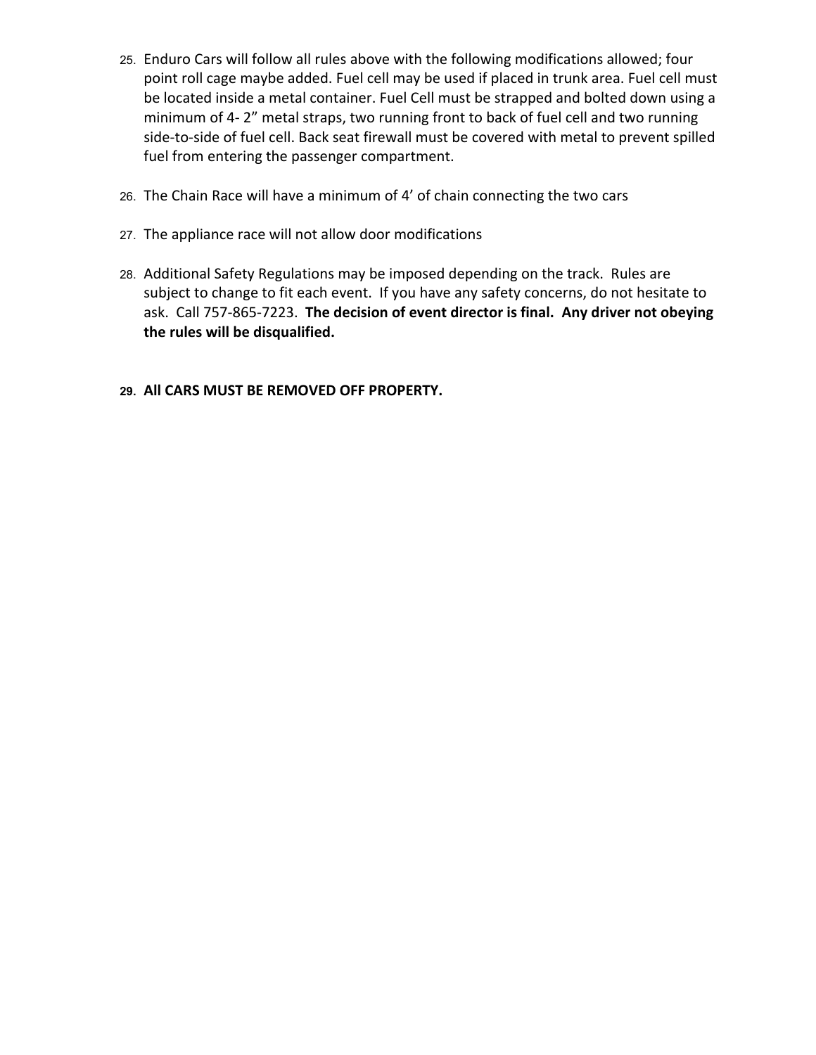25. Enduro Cars will follow all rules above with the following modifications allowed; four point roll cage maybe added. Fuel cell may be used if placed in trunk area. Fuel cell must be located inside a metal container. Fuel Cell must be strapped and bolted down using a minimum of 4- 2” metal straps, two running front to back of fuel cell and two running side-to-side of fuel cell. Back seat firewall must be covered with metal to prevent spilled fuel from entering the passenger compartment.

26. The Chain Race will have a minimum of 4’ of chain connecting the two cars

27. The appliance race will not allow door modifications

28. Additional Safety Regulations may be imposed depending on the track. Rules are subject to change to fit each event. If you have any safety concerns, do not hesitate to ask. Call 757-865-7223. **The decision of event director is final. Any driver not obeying the rules will be disqualified.**

29. **All CARS MUST BE REMOVED OFF PROPERTY.**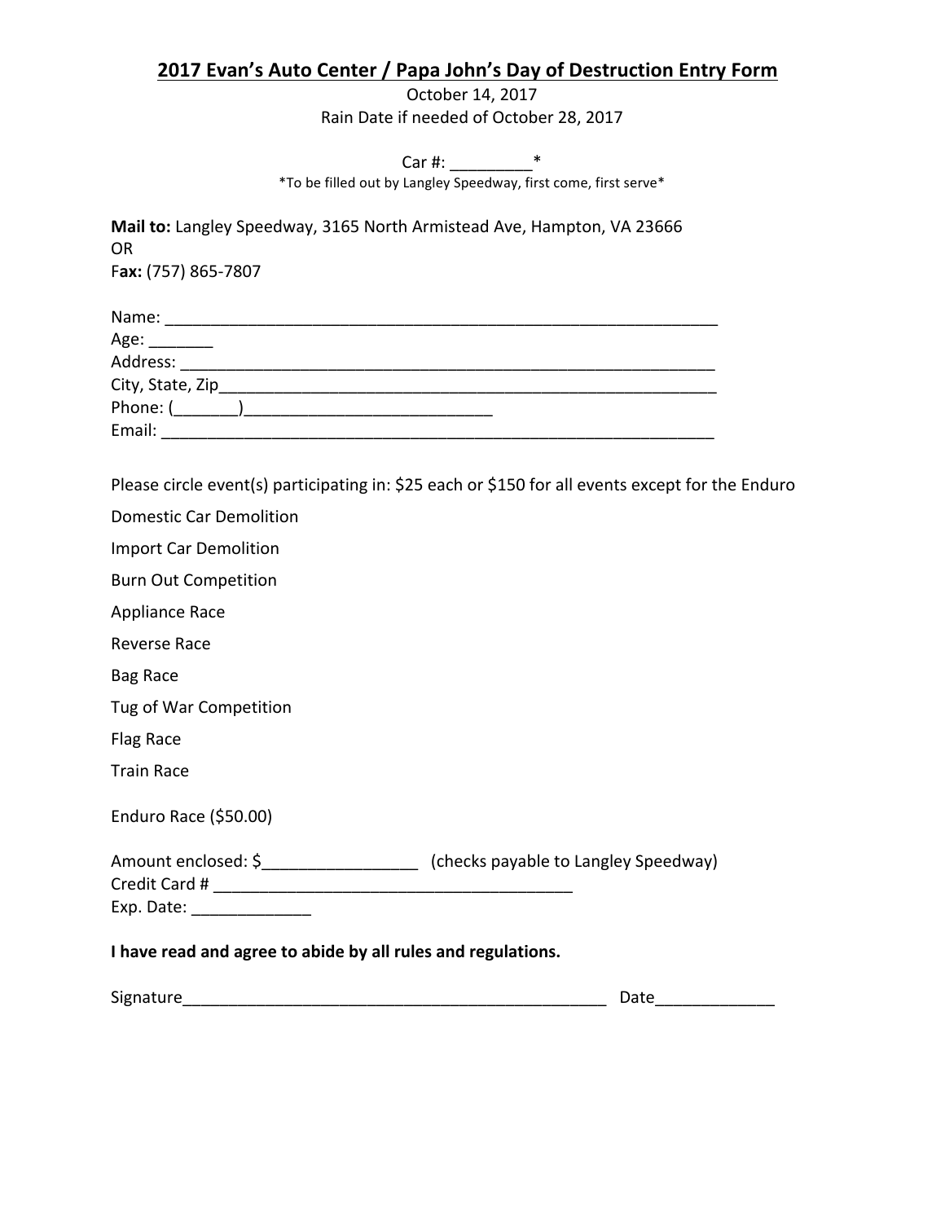## 2017 Evan's Auto Center / Papa John's Day of Destruction Entry Form

October 14, 2017
Rain Date if needed of October 28, 2017

Car #: _________*
*To be filled out by Langley Speedway, first come, first serve*

**Mail to:** Langley Speedway, 3165 North Armistead Ave, Hampton, VA 23666
OR
F**ax:** (757) 865-7807

Name: _______________________________________________________________
Age: _______
Address: _____________________________________________________________
City, State, Zip_________________________________________________________
Phone: (_______)___________________________
Email: _______________________________________________________________

Please circle event(s) participating in: $25 each or $150 for all events except for the Enduro

Domestic Car Demolition

Import Car Demolition

Burn Out Competition

Appliance Race

Reverse Race

Bag Race

Tug of War Competition

Flag Race

Train Race

Enduro Race ($50.00)

Amount enclosed: $_________________ (checks payable to Langley Speedway)
Credit Card # ________________________________________
Exp. Date: _____________

**I have read and agree to abide by all rules and regulations.**

Signature_______________________________________________ Date_____________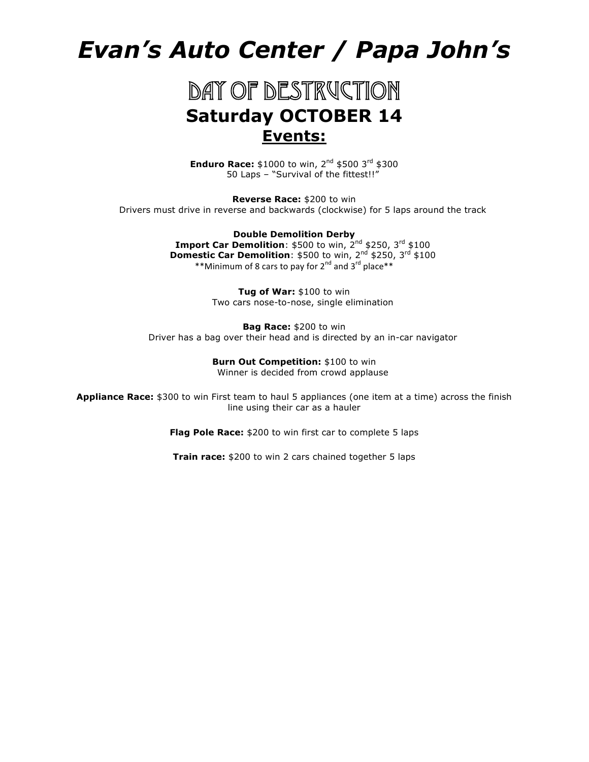# *Evan's Auto Center / Papa John's*

## DAY OF DESTRUCTION

## Saturday OCTOBER 14

### Events:

**Enduro Race:** $1000 to win, 2nd $500 3rd $300
50 Laps – "Survival of the fittest!!"

**Reverse Race:** $200 to win
Drivers must drive in reverse and backwards (clockwise) for 5 laps around the track

**Double Demolition Derby**
**Import Car Demolition**: $500 to win, 2nd $250, 3rd $100
**Domestic Car Demolition**: $500 to win, 2nd $250, 3rd $100
**Minimum of 8 cars to pay for 2nd and 3rd place**

**Tug of War:** $100 to win
Two cars nose-to-nose, single elimination

**Bag Race:** $200 to win
Driver has a bag over their head and is directed by an in-car navigator

**Burn Out Competition:** $100 to win
Winner is decided from crowd applause

**Appliance Race:** $300 to win First team to haul 5 appliances (one item at a time) across the finish line using their car as a hauler

**Flag Pole Race:** $200 to win first car to complete 5 laps

**Train race:** $200 to win 2 cars chained together 5 laps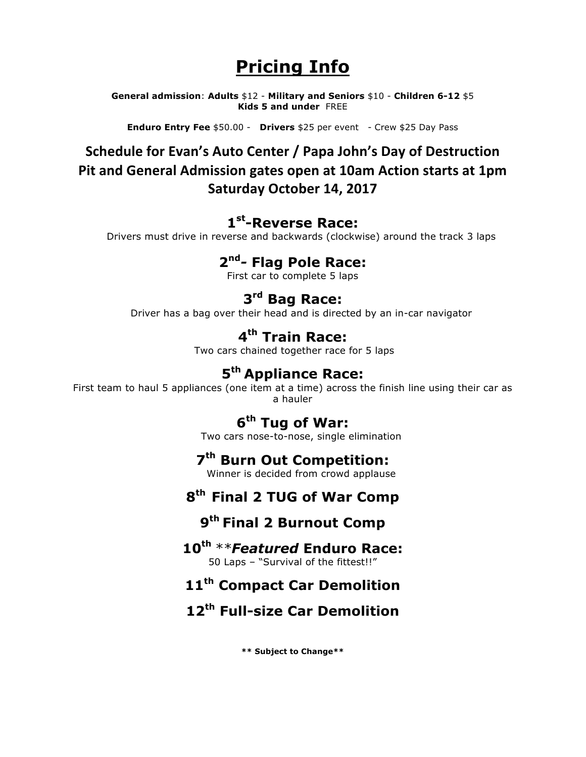# Pricing Info

**General admission**: **Adults** $12 - **Military and Seniors** $10 - **Children 6-12** $5
**Kids 5 and under** FREE

**Enduro Entry Fee** $50.00 - **Drivers** $25 per event - Crew $25 Day Pass

## Schedule for Evan's Auto Center / Papa John's Day of Destruction
## Pit and General Admission gates open at 10am Action starts at 1pm
## Saturday October 14, 2017

### 1st-Reverse Race:

Drivers must drive in reverse and backwards (clockwise) around the track 3 laps

### 2nd- Flag Pole Race:

First car to complete 5 laps

### 3rd Bag Race:

Driver has a bag over their head and is directed by an in-car navigator

### 4th Train Race:

Two cars chained together race for 5 laps

### 5th Appliance Race:

First team to haul 5 appliances (one item at a time) across the finish line using their car as a hauler

### 6th Tug of War:

Two cars nose-to-nose, single elimination

### 7th Burn Out Competition:

Winner is decided from crowd applause

### 8th Final 2 TUG of War Comp

### 9th Final 2 Burnout Comp

### 10th ***Featured* Enduro Race:

50 Laps – "Survival of the fittest!!"

### 11th Compact Car Demolition

### 12th Full-size Car Demolition

**** Subject to Change****